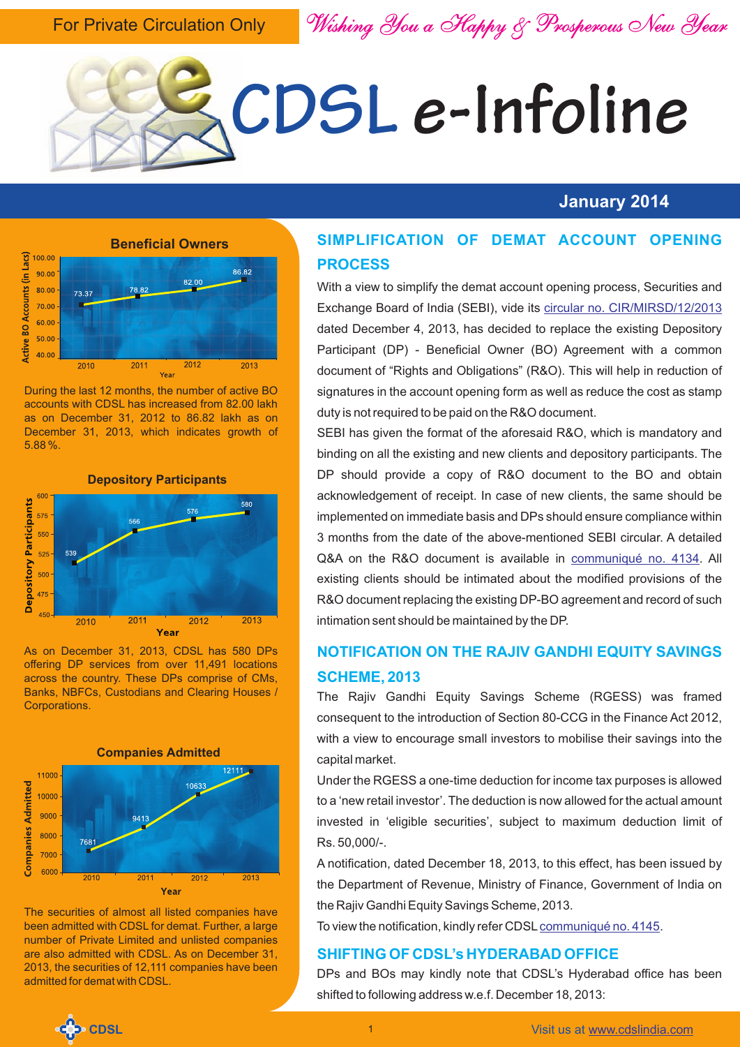For Private Circulation Only

*Wishing You a Happy & Prosperous New Year*

# CDSL e-Infoline

**January 2014**

### Beneficial Owners

During the last 12 months, the number of active BO accounts with CDSL has increased from 82.00 lakh as on December 31, 2012 to 86.82 lakh as on December 31, 2013, which indicates growth of 5.88 %.

### Depository Participants

As on December 31, 2013, CDSL has 580 DPs offering DP services from over 11,491 locations across the country. These DPs comprise of CMs, Banks, NBFCs, Custodians and Clearing Houses / Corporations.

### Companies Admitted

The securities of almost all listed companies have been admitted with CDSL for demat. Further, a large number of Private Limited and unlisted companies are also admitted with CDSL. As on December 31, 2013, the securities of 12,111 companies have been admitted for demat with CDSL.

## SIMPLIFICATION OF DEMAT ACCOUNT OPENING PROCESS

With a view to simplify the demat account opening process, Securities and Exchange Board of India (SEBI), vide its circular no. CIR/MIRSD/12/2013 dated December 4, 2013, has decided to replace the existing Depository Participant (DP) - Beneficial Owner (BO) Agreement with a common document of "Rights and Obligations" (R&O). This will help in reduction of signatures in the account opening form as well as reduce the cost as stamp duty is not required to be paid on the R&O document.

SEBI has given the format of the aforesaid R&O, which is mandatory and binding on all the existing and new clients and depository participants. The DP should provide a copy of R&O document to the BO and obtain acknowledgement of receipt. In case of new clients, the same should be implemented on immediate basis and DPs should ensure compliance within 3 months from the date of the above-mentioned SEBI circular. A detailed Q&A on the R&O document is available in communiqué no. 4134. All existing clients should be intimated about the modified provisions of the R&O document replacing the existing DP-BO agreement and record of such intimation sent should be maintained by the DP.

## NOTIFICATION ON THE RAJIV GANDHI EQUITY SAVINGS SCHEME, 2013

The Rajiv Gandhi Equity Savings Scheme (RGESS) was framed consequent to the introduction of Section 80-CCG in the Finance Act 2012, with a view to encourage small investors to mobilise their savings into the capital market.

Under the RGESS a one-time deduction for income tax purposes is allowed to a 'new retail investor'. The deduction is now allowed for the actual amount invested in 'eligible securities', subject to maximum deduction limit of Rs. 50,000/-.

A notification, dated December 18, 2013, to this effect, has been issued by the Department of Revenue, Ministry of Finance, Government of India on the Rajiv Gandhi Equity Savings Scheme, 2013.

To view the notification, kindly refer CDSL communiqué no. 4145.

## SHIFTING OF CDSL's HYDERABAD OFFICE

DPs and BOs may kindly note that CDSL's Hyderabad office has been shifted to following address w.e.f. December 18, 2013: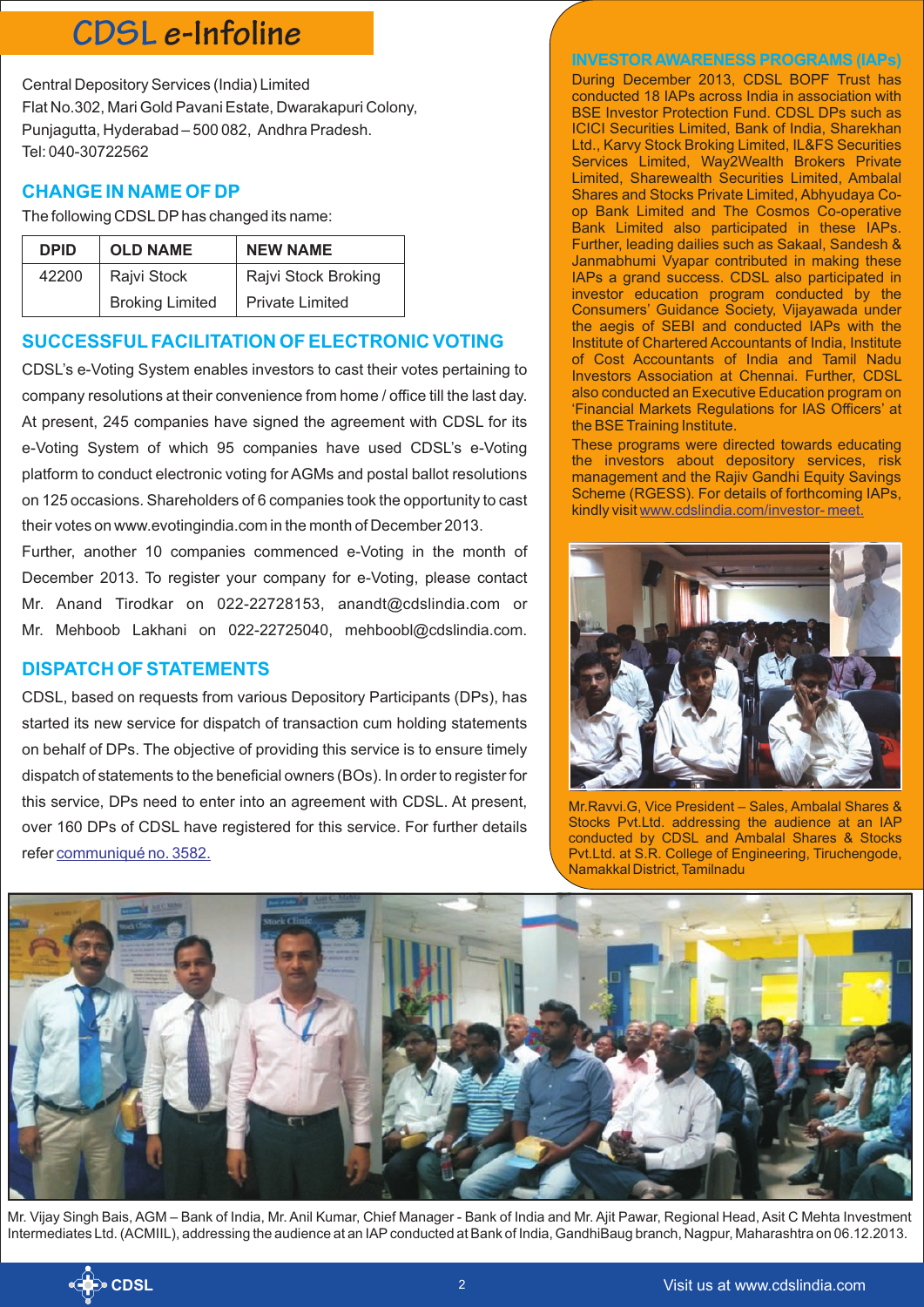# CDSL e-Infoline

Central Depository Services (India) Limited
Flat No.302, Mari Gold Pavani Estate, Dwarakapuri Colony,
Punjagutta, Hyderabad – 500 082, Andhra Pradesh.
Tel: 040-30722562

## CHANGE IN NAME OF DP

The following CDSL DP has changed its name:

| DPID | OLD NAME | NEW NAME |
|---|---|---|
| 42200 | Rajvi Stock Broking Limited | Rajvi Stock Broking Private Limited |

## SUCCESSFUL FACILITATION OF ELECTRONIC VOTING

CDSL's e-Voting System enables investors to cast their votes pertaining to company resolutions at their convenience from home / office till the last day. At present, 245 companies have signed the agreement with CDSL for its e-Voting System of which 95 companies have used CDSL's e-Voting platform to conduct electronic voting for AGMs and postal ballot resolutions on 125 occasions. Shareholders of 6 companies took the opportunity to cast their votes on www.evotingindia.com in the month of December 2013.

Further, another 10 companies commenced e-Voting in the month of December 2013. To register your company for e-Voting, please contact Mr. Anand Tirodkar on 022-22728153, anandt@cdslindia.com or Mr. Mehboob Lakhani on 022-22725040, mehboobl@cdslindia.com.

## DISPATCH OF STATEMENTS

CDSL, based on requests from various Depository Participants (DPs), has started its new service for dispatch of transaction cum holding statements on behalf of DPs. The objective of providing this service is to ensure timely dispatch of statements to the beneficial owners (BOs). In order to register for this service, DPs need to enter into an agreement with CDSL. At present, over 160 DPs of CDSL have registered for this service. For further details refer communiqué no. 3582.

## INVESTOR AWARENESS PROGRAMS (IAPs)

During December 2013, CDSL BOPF Trust has conducted 18 IAPs across India in association with BSE Investor Protection Fund. CDSL DPs such as ICICI Securities Limited, Bank of India, Sharekhan Ltd., Karvy Stock Broking Limited, IL&FS Securities Services Limited, Way2Wealth Brokers Private Limited, Sharewealth Securities Limited, Ambalal Shares and Stocks Private Limited, Abhyudaya Co-op Bank Limited and The Cosmos Co-operative Bank Limited also participated in these IAPs. Further, leading dailies such as Sakaal, Sandesh & Janmabhumi Vyapar contributed in making these IAPs a grand success. CDSL also participated in investor education program conducted by the Consumers' Guidance Society, Vijayawada under the aegis of SEBI and conducted IAPs with the Institute of Chartered Accountants of India, Institute of Cost Accountants of India and Tamil Nadu Investors Association at Chennai. Further, CDSL also conducted an Executive Education program on 'Financial Markets Regulations for IAS Officers' at the BSE Training Institute.

These programs were directed towards educating the investors about depository services, risk management and the Rajiv Gandhi Equity Savings Scheme (RGESS). For details of forthcoming IAPs, kindly visit www.cdslindia.com/investor- meet.

Mr.Ravvi.G, Vice President – Sales, Ambalal Shares & Stocks Pvt.Ltd. addressing the audience at an IAP conducted by CDSL and Ambalal Shares & Stocks Pvt.Ltd. at S.R. College of Engineering, Tiruchengode, Namakkal District, Tamilnadu

Mr. Vijay Singh Bais, AGM – Bank of India, Mr. Anil Kumar, Chief Manager - Bank of India and Mr. Ajit Pawar, Regional Head, Asit C Mehta Investment Intermediates Ltd. (ACMIIL), addressing the audience at an IAP conducted at Bank of India, GandhiBaug branch, Nagpur, Maharashtra on 06.12.2013.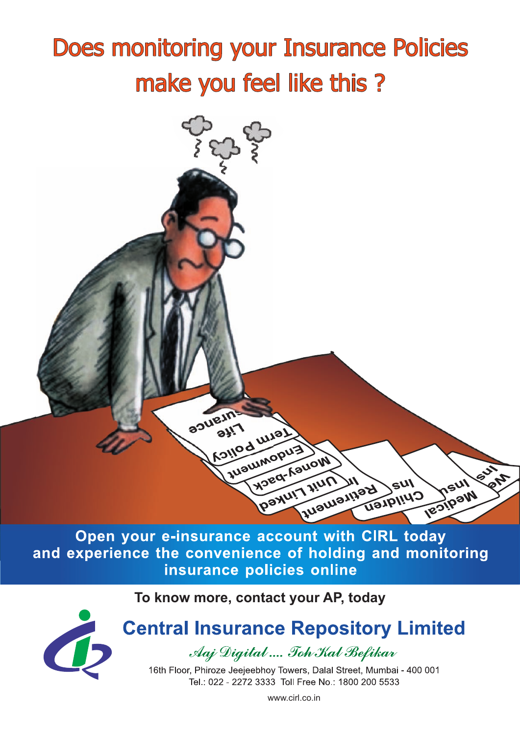# Does monitoring your Insurance Policies make you feel like this ?

**Open your e-insurance account with CIRL today and experience the convenience of holding and monitoring insurance policies online**

**To know more, contact your AP, today**

## Central Insurance Repository Limited

*Aaj Digital .... Toh Kal Befikar*

16th Floor, Phiroze Jeejeebhoy Towers, Dalal Street, Mumbai - 400 001
Tel.: 022 - 2272 3333 Toll Free No.: 1800 200 5533

www.cirl.co.in